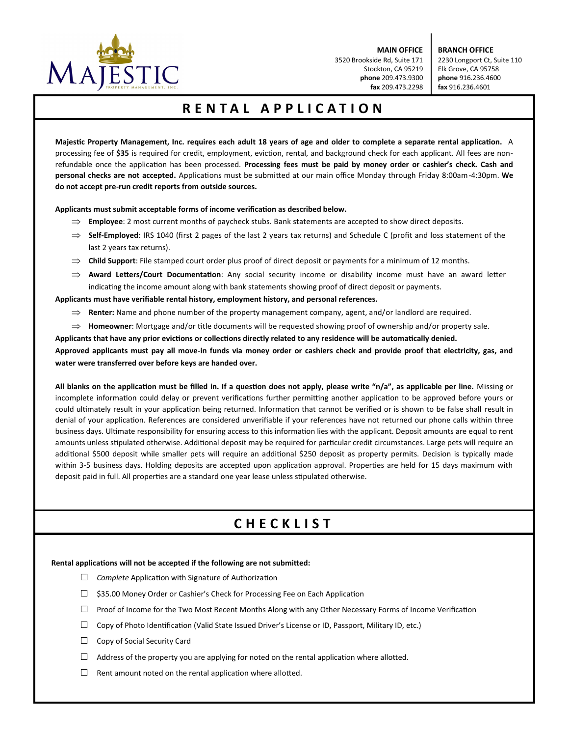MAJESTIC PROPERTY MANAGEMENT, INC.

**MAIN OFFICE**
3520 Brookside Rd, Suite 171
Stockton, CA 95219
**phone** 209.473.9300
**fax** 209.473.2298

**BRANCH OFFICE**
2230 Longport Ct, Suite 110
Elk Grove, CA 95758
**phone** 916.236.4600
**fax** 916.236.4601

# RENTAL APPLICATION

**Majestic Property Management, Inc. requires each adult 18 years of age and older to complete a separate rental application.** A processing fee of **$35** is required for credit, employment, eviction, rental, and background check for each applicant. All fees are non-refundable once the application has been processed. **Processing fees must be paid by money order or cashier's check. Cash and personal checks are not accepted.** Applications must be submitted at our main office Monday through Friday 8:00am-4:30pm. **We do not accept pre-run credit reports from outside sources.**

**Applicants must submit acceptable forms of income verification as described below.**

- ⇒ **Employee**: 2 most current months of paycheck stubs. Bank statements are accepted to show direct deposits.
- ⇒ **Self-Employed**: IRS 1040 (first 2 pages of the last 2 years tax returns) and Schedule C (profit and loss statement of the last 2 years tax returns).
- ⇒ **Child Support**: File stamped court order plus proof of direct deposit or payments for a minimum of 12 months.
- ⇒ **Award Letters/Court Documentation**: Any social security income or disability income must have an award letter indicating the income amount along with bank statements showing proof of direct deposit or payments.

**Applicants must have verifiable rental history, employment history, and personal references.**

- ⇒ **Renter:** Name and phone number of the property management company, agent, and/or landlord are required.
- ⇒ **Homeowner**: Mortgage and/or title documents will be requested showing proof of ownership and/or property sale.

**Applicants that have any prior evictions or collections directly related to any residence will be automatically denied.**

**Approved applicants must pay all move-in funds via money order or cashiers check and provide proof that electricity, gas, and water were transferred over before keys are handed over.**

**All blanks on the application must be filled in. If a question does not apply, please write "n/a", as applicable per line.** Missing or incomplete information could delay or prevent verifications further permitting another application to be approved before yours or could ultimately result in your application being returned. Information that cannot be verified or is shown to be false shall result in denial of your application. References are considered unverifiable if your references have not returned our phone calls within three business days. Ultimate responsibility for ensuring access to this information lies with the applicant. Deposit amounts are equal to rent amounts unless stipulated otherwise. Additional deposit may be required for particular credit circumstances. Large pets will require an additional $500 deposit while smaller pets will require an additional $250 deposit as property permits. Decision is typically made within 3-5 business days. Holding deposits are accepted upon application approval. Properties are held for 15 days maximum with deposit paid in full. All properties are a standard one year lease unless stipulated otherwise.

# CHECKLIST

**Rental applications will not be accepted if the following are not submitted:**

- ☐ *Complete* Application with Signature of Authorization
- ☐ $35.00 Money Order or Cashier's Check for Processing Fee on Each Application
- ☐ Proof of Income for the Two Most Recent Months Along with any Other Necessary Forms of Income Verification
- ☐ Copy of Photo Identification (Valid State Issued Driver's License or ID, Passport, Military ID, etc.)
- ☐ Copy of Social Security Card
- ☐ Address of the property you are applying for noted on the rental application where allotted.
- ☐ Rent amount noted on the rental application where allotted.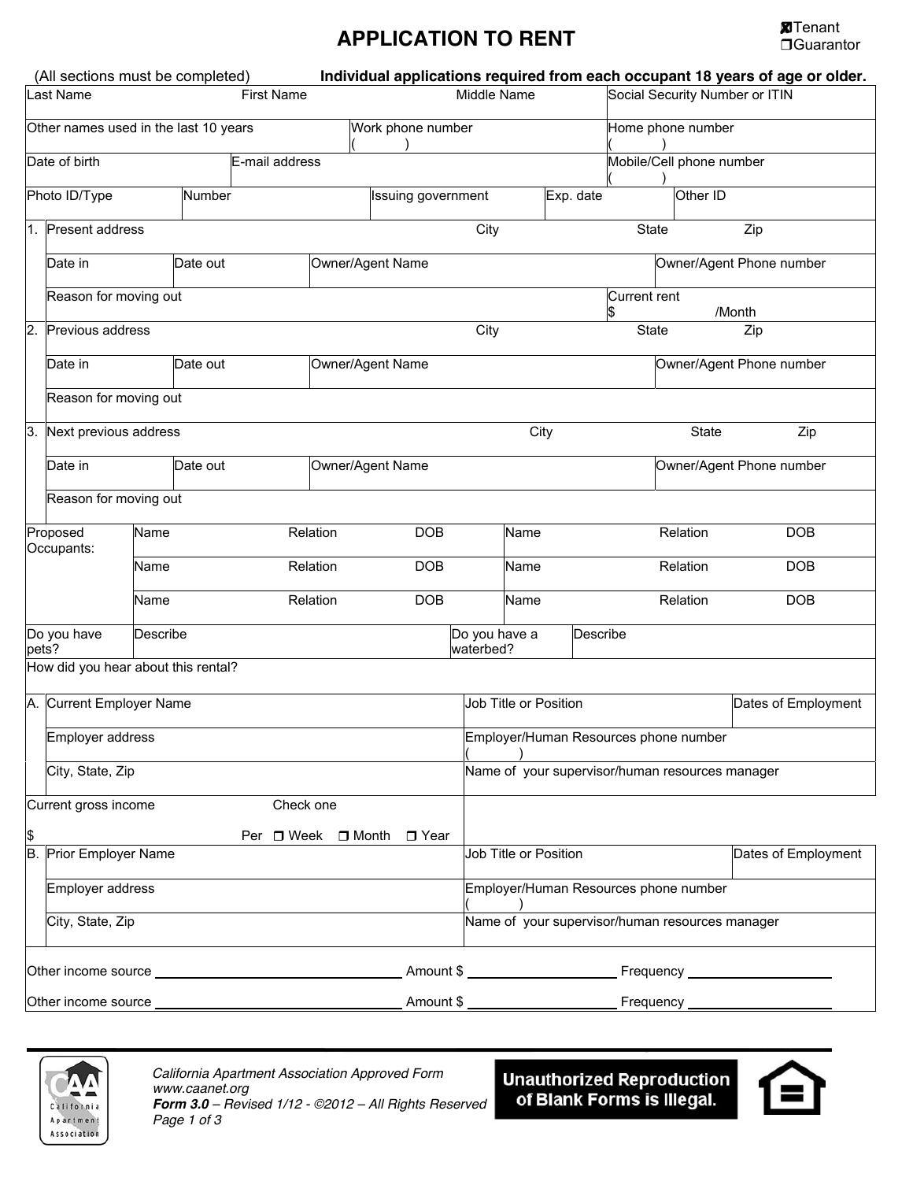☒ Tenant
☐ Guarantor

# APPLICATION TO RENT

(All sections must be completed) **Individual applications required from each occupant 18 years of age or older.**

| Last Name | First Name | Middle Name | Social Security Number or ITIN |
|---|---|---|---|
| | | | |

| Other names used in the last 10 years | Work phone number ( ) | Home phone number ( ) |
|---|---|---|
| | | |

| Date of birth | E-mail address | Mobile/Cell phone number ( ) |
|---|---|---|
| | | |

| Photo ID/Type | Number | Issuing government | Exp. date | Other ID |
|---|---|---|---|---|
| | | | | |

| | | | | |
|---|---|---|---|---|
| 1. | Present address | City | State | Zip |
| | Date in | Date out | Owner/Agent Name | Owner/Agent Phone number |
| | Reason for moving out | | | Current rent $ /Month |
| 2. | Previous address | City | State | Zip |
| | Date in | Date out | Owner/Agent Name | Owner/Agent Phone number |
| | Reason for moving out | | | |
| 3. | Next previous address | City | State | Zip |
| | Date in | Date out | Owner/Agent Name | Owner/Agent Phone number |
| | Reason for moving out | | | |

| Proposed Occupants: | Name | Relation | DOB | Name | Relation | DOB |
|---|---|---|---|---|---|---|
| | Name | Relation | DOB | Name | Relation | DOB |
| | Name | Relation | DOB | Name | Relation | DOB |

| Do you have pets? | Describe | Do you have a waterbed? | Describe |
|---|---|---|---|
| | | | |

How did you hear about this rental?

| | | | |
|---|---|---|---|
| A. | Current Employer Name | Job Title or Position | Dates of Employment |
| | Employer address | Employer/Human Resources phone number ( ) | |
| | City, State, Zip | Name of your supervisor/human resources manager | |

Current gross income $ Check one Per ☐ Week ☐ Month ☐ Year

| | | | |
|---|---|---|---|
| B. | Prior Employer Name | Job Title or Position | Dates of Employment |
| | Employer address | Employer/Human Resources phone number ( ) | |
| | City, State, Zip | Name of your supervisor/human resources manager | |

Other income source \_\_\_\_\_\_\_\_\_\_\_\_\_\_\_\_\_\_ Amount $ \_\_\_\_\_\_\_\_\_\_\_\_ Frequency \_\_\_\_\_\_\_\_\_\_\_\_

Other income source \_\_\_\_\_\_\_\_\_\_\_\_\_\_\_\_\_\_ Amount $ \_\_\_\_\_\_\_\_\_\_\_\_ Frequency \_\_\_\_\_\_\_\_\_\_\_\_

*California Apartment Association Approved Form*
*www.caanet.org*
***Form 3.0** – Revised 1/12 - ©2012 – All Rights Reserved*

**Unauthorized Reproduction of Blank Forms is Illegal.**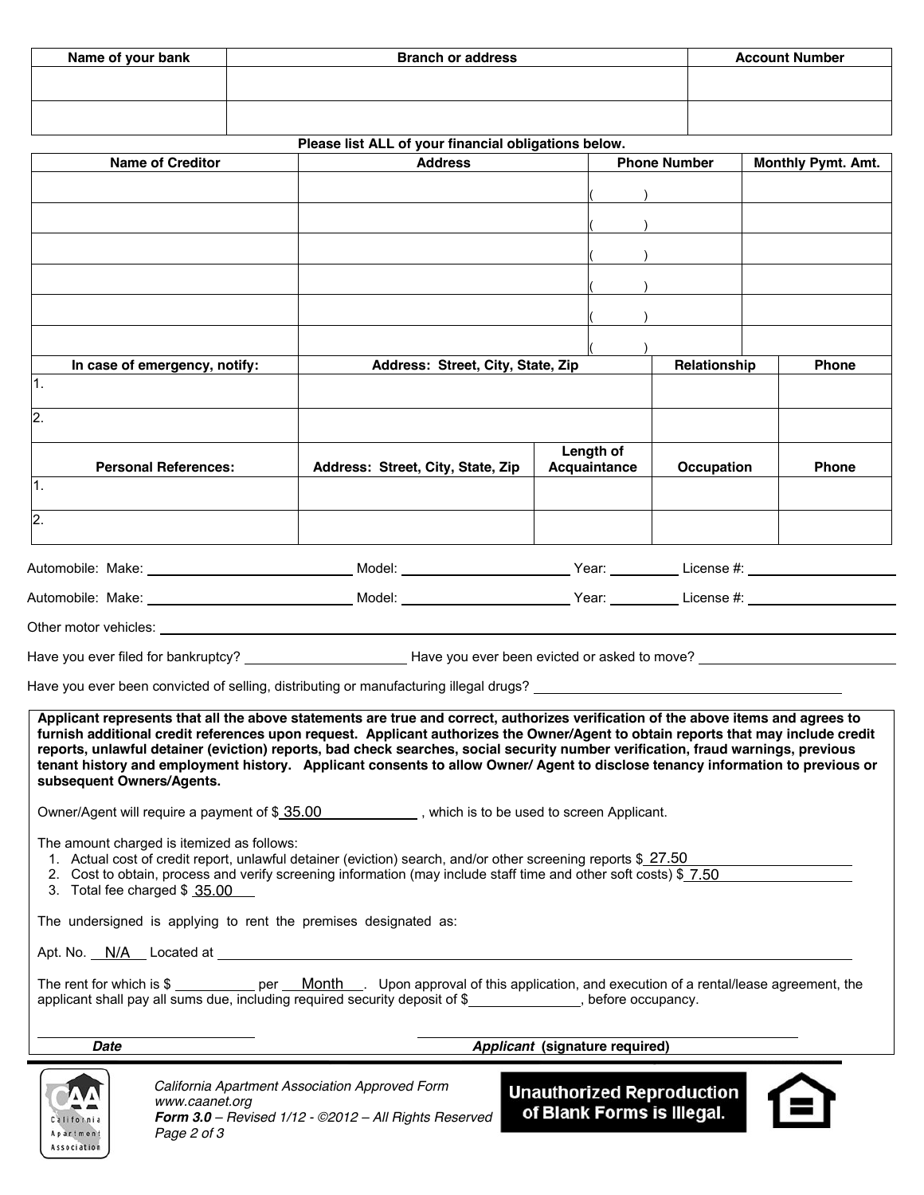| Name of your bank | Branch or address | Account Number |
|---|---|---|
| | | |
| | | |

**Please list ALL of your financial obligations below.**

| Name of Creditor | Address | Phone Number | Monthly Pymt. Amt. |
|---|---|---|---|
| | | ( ) | |
| | | ( ) | |
| | | ( ) | |
| | | ( ) | |
| | | ( ) | |
| | | ( ) | |

| In case of emergency, notify: | Address: Street, City, State, Zip | Relationship | Phone |
|---|---|---|---|
| 1. | | | |
| 2. | | | |

| Personal References: | Address: Street, City, State, Zip | Length of Acquaintance | Occupation | Phone |
|---|---|---|---|---|
| 1. | | | | |
| 2. | | | | |

Automobile: Make: ____________________ Model: ____________________ Year: __________ License #: ____________________

Automobile: Make: ____________________ Model: ____________________ Year: __________ License #: ____________________

Other motor vehicles: ________________________________________________________________________________

Have you ever filed for bankruptcy? ____________________ Have you ever been evicted or asked to move? ____________________

Have you ever been convicted of selling, distributing or manufacturing illegal drugs? ________________________________

**Applicant represents that all the above statements are true and correct, authorizes verification of the above items and agrees to furnish additional credit references upon request. Applicant authorizes the Owner/Agent to obtain reports that may include credit reports, unlawful detainer (eviction) reports, bad check searches, social security number verification, fraud warnings, previous tenant history and employment history. Applicant consents to allow Owner/ Agent to disclose tenancy information to previous or subsequent Owners/Agents.**

Owner/Agent will require a payment of $ 35.00 , which is to be used to screen Applicant.

The amount charged is itemized as follows:

1. Actual cost of credit report, unlawful detainer (eviction) search, and/or other screening reports $ 27.50
2. Cost to obtain, process and verify screening information (may include staff time and other soft costs) $ 7.50
3. Total fee charged $ 35.00

The undersigned is applying to rent the premises designated as:

Apt. No. N/A Located at ________________________________________________________________

The rent for which is $ __________ per Month . Upon approval of this application, and execution of a rental/lease agreement, the applicant shall pay all sums due, including required security deposit of $______________, before occupancy.

______________________________ ______________________________

***Date*** ***Applicant*** **(signature required)**

*California Apartment Association Approved Form*
*www.caanet.org*
***Form 3.0*** *– Revised 1/12 - ©2012 – All Rights Reserved*

**Unauthorized Reproduction of Blank Forms is Illegal.**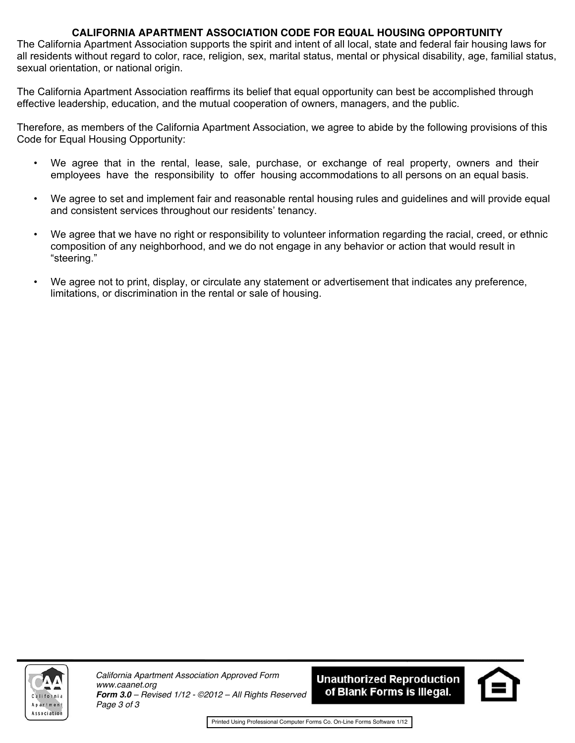## CALIFORNIA APARTMENT ASSOCIATION CODE FOR EQUAL HOUSING OPPORTUNITY

The California Apartment Association supports the spirit and intent of all local, state and federal fair housing laws for all residents without regard to color, race, religion, sex, marital status, mental or physical disability, age, familial status, sexual orientation, or national origin.

The California Apartment Association reaffirms its belief that equal opportunity can best be accomplished through effective leadership, education, and the mutual cooperation of owners, managers, and the public.

Therefore, as members of the California Apartment Association, we agree to abide by the following provisions of this Code for Equal Housing Opportunity:

- We agree that in the rental, lease, sale, purchase, or exchange of real property, owners and their employees have the responsibility to offer housing accommodations to all persons on an equal basis.
- We agree to set and implement fair and reasonable rental housing rules and guidelines and will provide equal and consistent services throughout our residents' tenancy.
- We agree that we have no right or responsibility to volunteer information regarding the racial, creed, or ethnic composition of any neighborhood, and we do not engage in any behavior or action that would result in "steering."
- We agree not to print, display, or circulate any statement or advertisement that indicates any preference, limitations, or discrimination in the rental or sale of housing.

*California Apartment Association Approved Form*
*www.caanet.org*
***Form 3.0** – Revised 1/12 - ©2012 – All Rights Reserved*

**Unauthorized Reproduction of Blank Forms is Illegal.**

Printed Using Professional Computer Forms Co. On-Line Forms Software 1/12